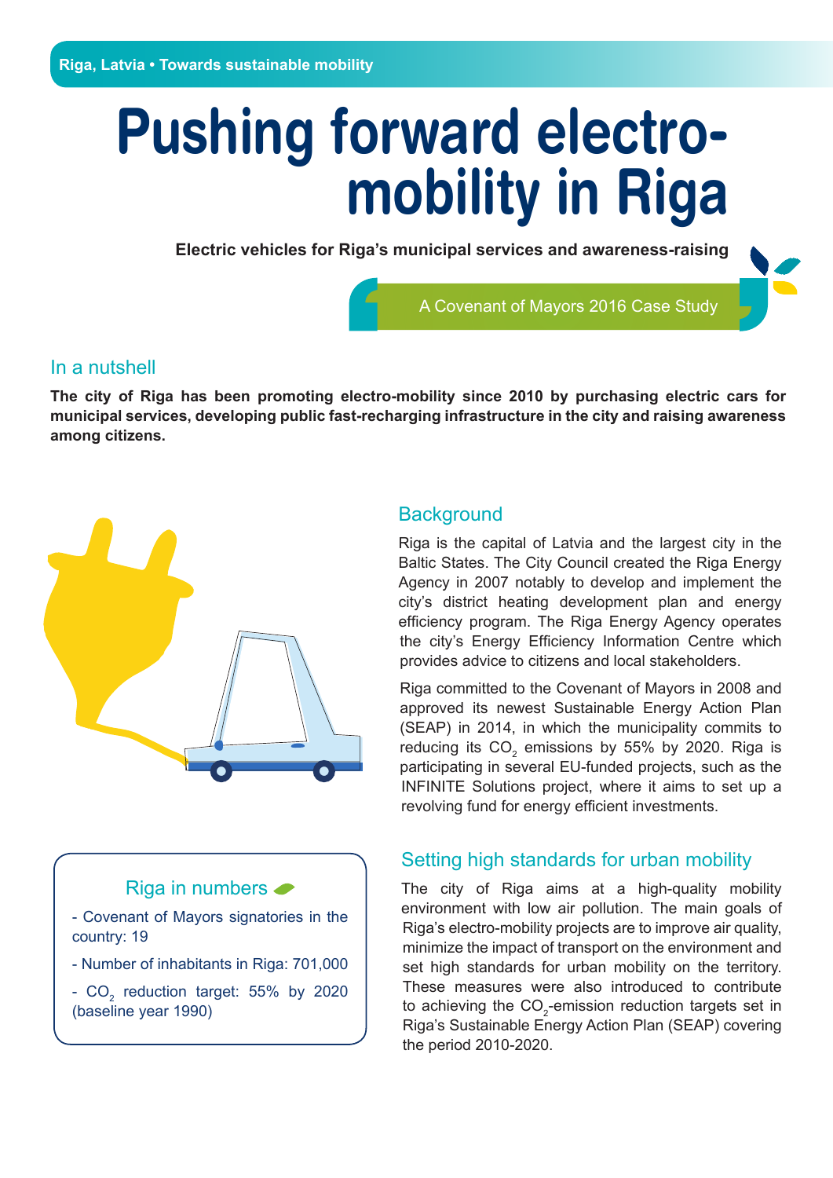Riga, Latvia • Towards sustainable mobility

# Pushing forward electro-mobility in Riga

**Electric vehicles for Riga's municipal services and awareness-raising**

A Covenant of Mayors 2016 Case Study

## In a nutshell

**The city of Riga has been promoting electro-mobility since 2010 by purchasing electric cars for municipal services, developing public fast-recharging infrastructure in the city and raising awareness among citizens.**

## Background

Riga is the capital of Latvia and the largest city in the Baltic States. The City Council created the Riga Energy Agency in 2007 notably to develop and implement the city's district heating development plan and energy efficiency program. The Riga Energy Agency operates the city's Energy Efficiency Information Centre which provides advice to citizens and local stakeholders.

Riga committed to the Covenant of Mayors in 2008 and approved its newest Sustainable Energy Action Plan (SEAP) in 2014, in which the municipality commits to reducing its $CO_2$ emissions by 55% by 2020. Riga is participating in several EU-funded projects, such as the INFINITE Solutions project, where it aims to set up a revolving fund for energy efficient investments.

### Riga in numbers

- Covenant of Mayors signatories in the country: 19
- Number of inhabitants in Riga: 701,000
- $CO_2$ reduction target: 55% by 2020 (baseline year 1990)

## Setting high standards for urban mobility

The city of Riga aims at a high-quality mobility environment with low air pollution. The main goals of Riga's electro-mobility projects are to improve air quality, minimize the impact of transport on the environment and set high standards for urban mobility on the territory. These measures were also introduced to contribute to achieving the $CO_2$-emission reduction targets set in Riga's Sustainable Energy Action Plan (SEAP) covering the period 2010-2020.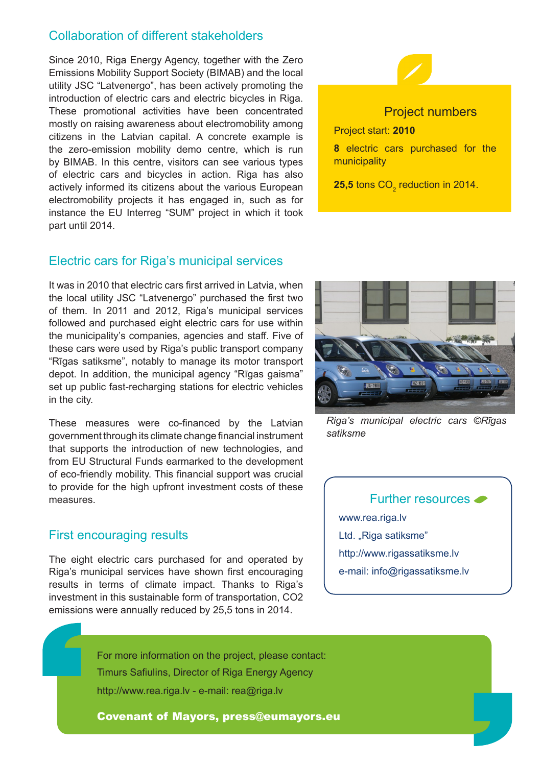## Collaboration of different stakeholders

Since 2010, Riga Energy Agency, together with the Zero Emissions Mobility Support Society (BIMAB) and the local utility JSC "Latvenergo", has been actively promoting the introduction of electric cars and electric bicycles in Riga. These promotional activities have been concentrated mostly on raising awareness about electromobility among citizens in the Latvian capital. A concrete example is the zero-emission mobility demo centre, which is run by BIMAB. In this centre, visitors can see various types of electric cars and bicycles in action. Riga has also actively informed its citizens about the various European electromobility projects it has engaged in, such as for instance the EU Interreg "SUM" project in which it took part until 2014.

### Project numbers

Project start: **2010**

**8** electric cars purchased for the municipality

**25,5** tons $CO_2$ reduction in 2014.

## Electric cars for Riga's municipal services

It was in 2010 that electric cars first arrived in Latvia, when the local utility JSC "Latvenergo" purchased the first two of them. In 2011 and 2012, Riga's municipal services followed and purchased eight electric cars for use within the municipality's companies, agencies and staff. Five of these cars were used by Riga's public transport company "Rīgas satiksme", notably to manage its motor transport depot. In addition, the municipal agency "Rīgas gaisma" set up public fast-recharging stations for electric vehicles in the city.

These measures were co-financed by the Latvian government through its climate change financial instrument that supports the introduction of new technologies, and from EU Structural Funds earmarked to the development of eco-friendly mobility. This financial support was crucial to provide for the high upfront investment costs of these measures.

*Riga's municipal electric cars ©Rīgas satiksme*

## First encouraging results

The eight electric cars purchased for and operated by Riga's municipal services have shown first encouraging results in terms of climate impact. Thanks to Riga's investment in this sustainable form of transportation, CO2 emissions were annually reduced by 25,5 tons in 2014.

### Further resources

www.rea.riga.lv

Ltd. „Riga satiksme"

http://www.rigassatiksme.lv

e-mail: info@rigassatiksme.lv

For more information on the project, please contact:
Timurs Safiulins, Director of Riga Energy Agency
http://www.rea.riga.lv - e-mail: rea@riga.lv

**Covenant of Mayors, press@eumayors.eu**